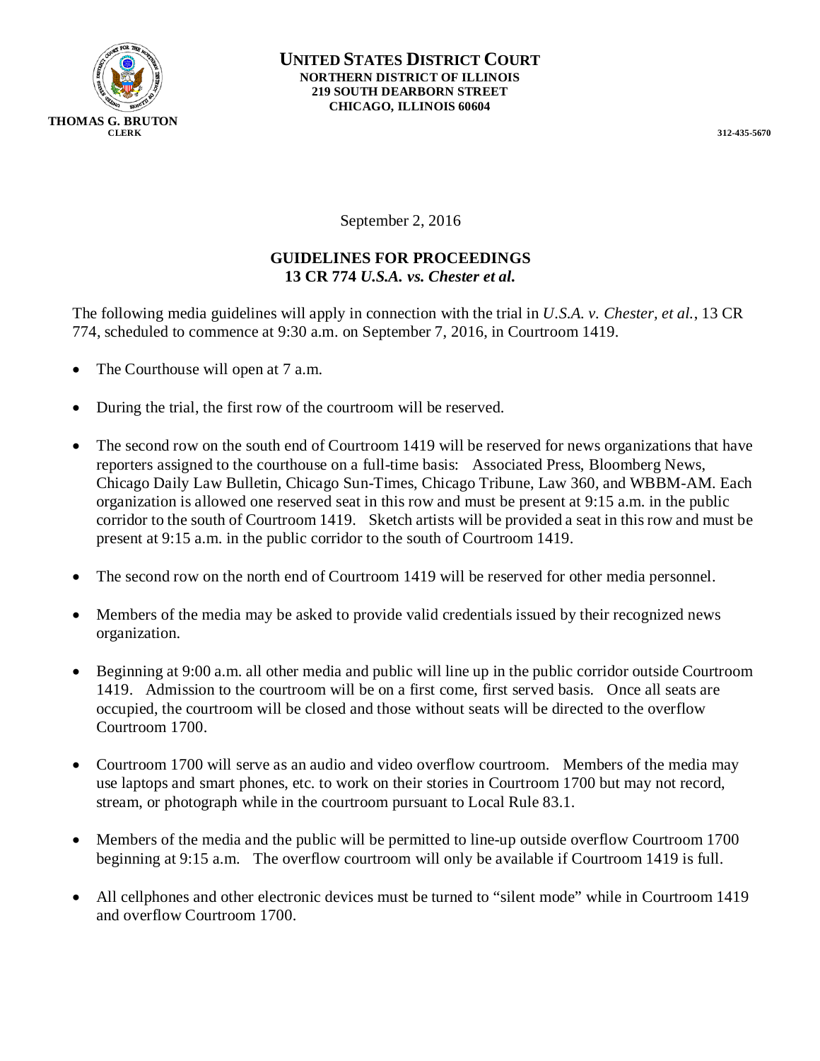**THOMAS G. BRUTON**
**CLERK**

# UNITED STATES DISTRICT COURT

**NORTHERN DISTRICT OF ILLINOIS**
**219 SOUTH DEARBORN STREET**
**CHICAGO, ILLINOIS 60604**

**312-435-5670**

September 2, 2016

## GUIDELINES FOR PROCEEDINGS
## 13 CR 774 *U.S.A. vs. Chester et al.*

The following media guidelines will apply in connection with the trial in *U.S.A. v. Chester, et al.*, 13 CR 774, scheduled to commence at 9:30 a.m. on September 7, 2016, in Courtroom 1419.

- The Courthouse will open at 7 a.m.
- During the trial, the first row of the courtroom will be reserved.
- The second row on the south end of Courtroom 1419 will be reserved for news organizations that have reporters assigned to the courthouse on a full-time basis: Associated Press, Bloomberg News, Chicago Daily Law Bulletin, Chicago Sun-Times, Chicago Tribune, Law 360, and WBBM-AM. Each organization is allowed one reserved seat in this row and must be present at 9:15 a.m. in the public corridor to the south of Courtroom 1419. Sketch artists will be provided a seat in this row and must be present at 9:15 a.m. in the public corridor to the south of Courtroom 1419.
- The second row on the north end of Courtroom 1419 will be reserved for other media personnel.
- Members of the media may be asked to provide valid credentials issued by their recognized news organization.
- Beginning at 9:00 a.m. all other media and public will line up in the public corridor outside Courtroom 1419. Admission to the courtroom will be on a first come, first served basis. Once all seats are occupied, the courtroom will be closed and those without seats will be directed to the overflow Courtroom 1700.
- Courtroom 1700 will serve as an audio and video overflow courtroom. Members of the media may use laptops and smart phones, etc. to work on their stories in Courtroom 1700 but may not record, stream, or photograph while in the courtroom pursuant to Local Rule 83.1.
- Members of the media and the public will be permitted to line-up outside overflow Courtroom 1700 beginning at 9:15 a.m. The overflow courtroom will only be available if Courtroom 1419 is full.
- All cellphones and other electronic devices must be turned to "silent mode" while in Courtroom 1419 and overflow Courtroom 1700.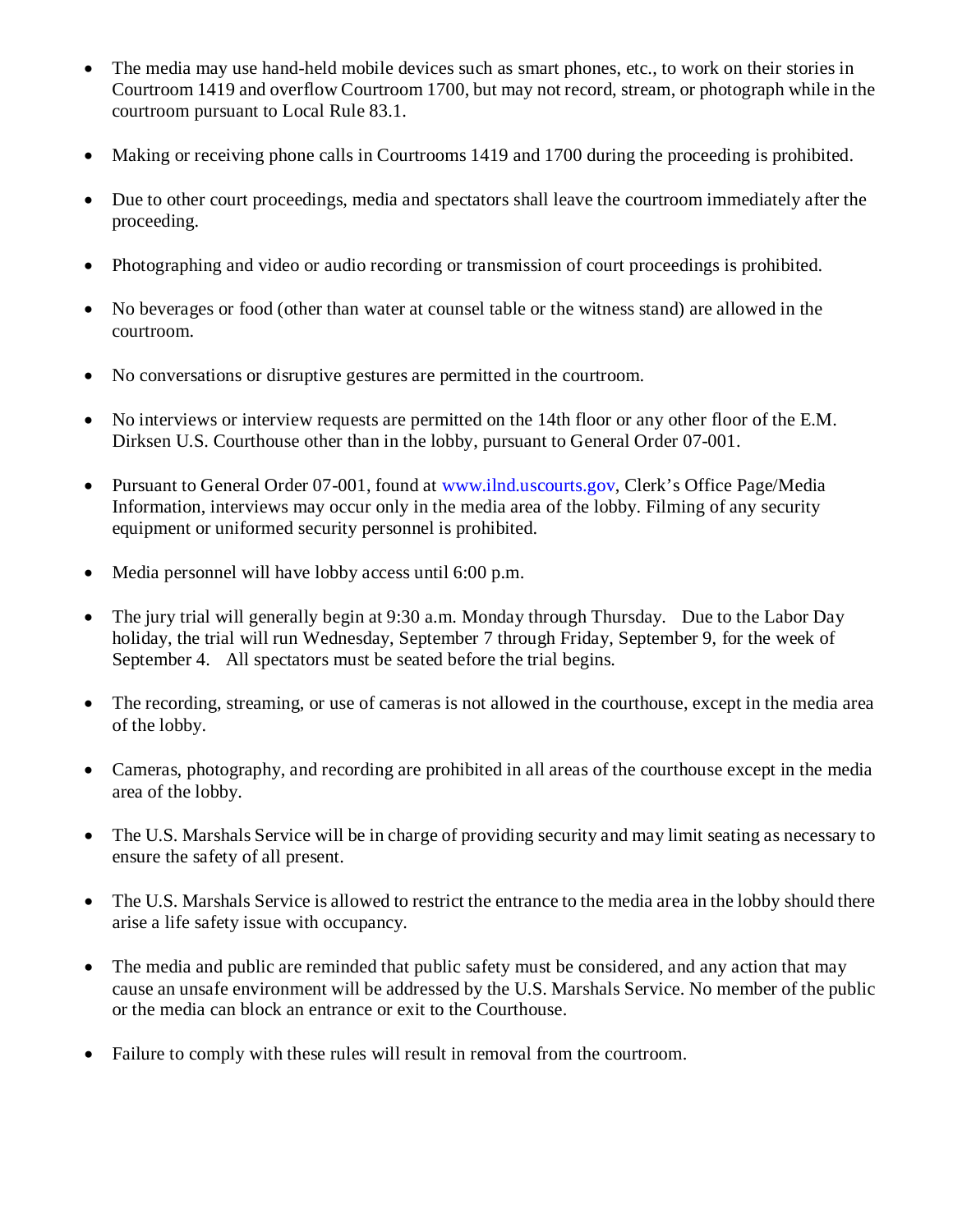- The media may use hand-held mobile devices such as smart phones, etc., to work on their stories in Courtroom 1419 and overflow Courtroom 1700, but may not record, stream, or photograph while in the courtroom pursuant to Local Rule 83.1.

- Making or receiving phone calls in Courtrooms 1419 and 1700 during the proceeding is prohibited.

- Due to other court proceedings, media and spectators shall leave the courtroom immediately after the proceeding.

- Photographing and video or audio recording or transmission of court proceedings is prohibited.

- No beverages or food (other than water at counsel table or the witness stand) are allowed in the courtroom.

- No conversations or disruptive gestures are permitted in the courtroom.

- No interviews or interview requests are permitted on the 14th floor or any other floor of the E.M. Dirksen U.S. Courthouse other than in the lobby, pursuant to General Order 07-001.

- Pursuant to General Order 07-001, found at www.ilnd.uscourts.gov, Clerk's Office Page/Media Information, interviews may occur only in the media area of the lobby. Filming of any security equipment or uniformed security personnel is prohibited.

- Media personnel will have lobby access until 6:00 p.m.

- The jury trial will generally begin at 9:30 a.m. Monday through Thursday. Due to the Labor Day holiday, the trial will run Wednesday, September 7 through Friday, September 9, for the week of September 4. All spectators must be seated before the trial begins.

- The recording, streaming, or use of cameras is not allowed in the courthouse, except in the media area of the lobby.

- Cameras, photography, and recording are prohibited in all areas of the courthouse except in the media area of the lobby.

- The U.S. Marshals Service will be in charge of providing security and may limit seating as necessary to ensure the safety of all present.

- The U.S. Marshals Service is allowed to restrict the entrance to the media area in the lobby should there arise a life safety issue with occupancy.

- The media and public are reminded that public safety must be considered, and any action that may cause an unsafe environment will be addressed by the U.S. Marshals Service. No member of the public or the media can block an entrance or exit to the Courthouse.

- Failure to comply with these rules will result in removal from the courtroom.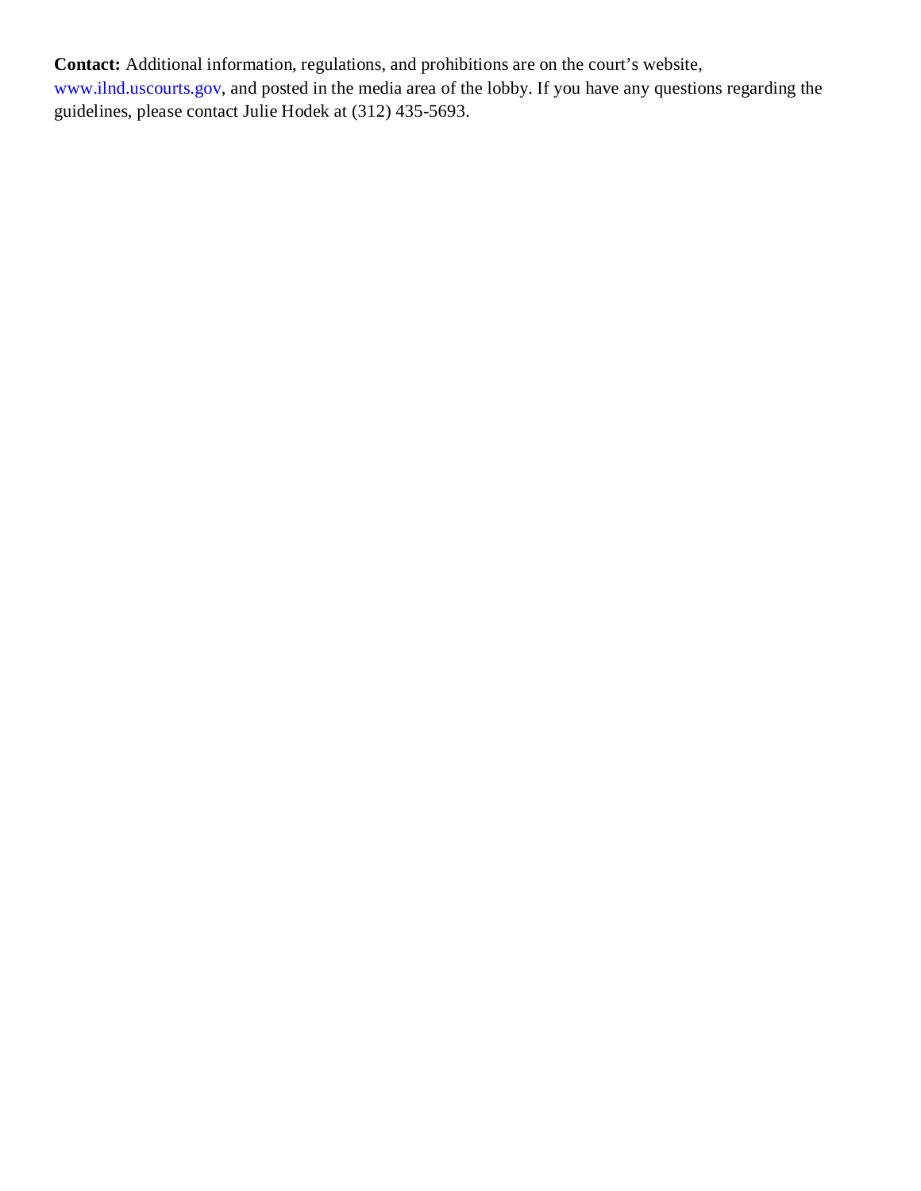**Contact:** Additional information, regulations, and prohibitions are on the court's website, www.ilnd.uscourts.gov, and posted in the media area of the lobby. If you have any questions regarding the guidelines, please contact Julie Hodek at (312) 435-5693.